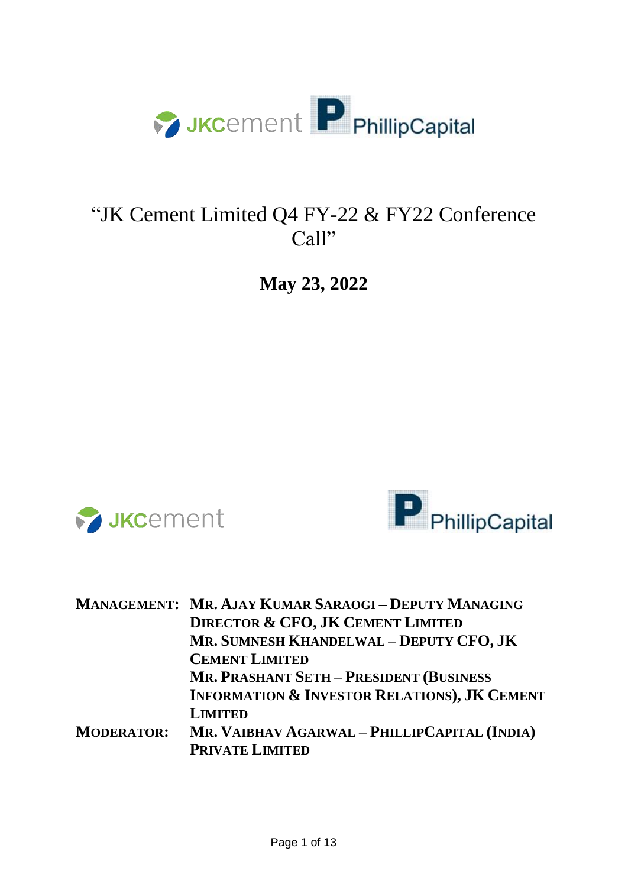# "JK Cement Limited Q4 FY-22 & FY22 Conference Call"

**May 23, 2022**

**MANAGEMENT:** **MR. AJAY KUMAR SARAOGI – DEPUTY MANAGING DIRECTOR & CFO, JK CEMENT LIMITED**
**MR. SUMNESH KHANDELWAL – DEPUTY CFO, JK CEMENT LIMITED**
**MR. PRASHANT SETH – PRESIDENT (BUSINESS INFORMATION & INVESTOR RELATIONS), JK CEMENT LIMITED**

**MODERATOR:** **MR. VAIBHAV AGARWAL – PHILLIPCAPITAL (INDIA) PRIVATE LIMITED**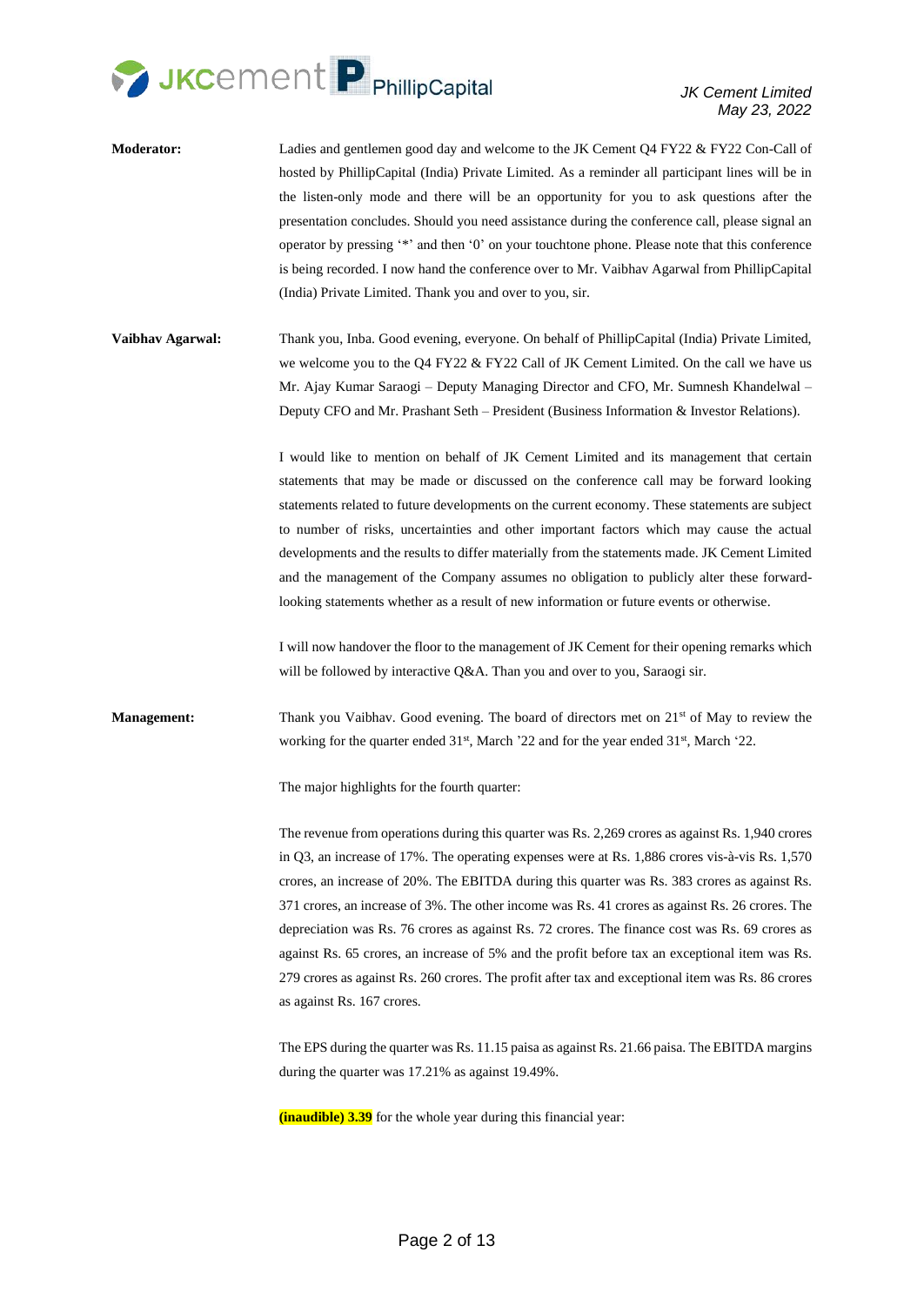**Moderator:** Ladies and gentlemen good day and welcome to the JK Cement Q4 FY22 & FY22 Con-Call of hosted by PhillipCapital (India) Private Limited. As a reminder all participant lines will be in the listen-only mode and there will be an opportunity for you to ask questions after the presentation concludes. Should you need assistance during the conference call, please signal an operator by pressing '*' and then '0' on your touchtone phone. Please note that this conference is being recorded. I now hand the conference over to Mr. Vaibhav Agarwal from PhillipCapital (India) Private Limited. Thank you and over to you, sir.

**Vaibhav Agarwal:** Thank you, Inba. Good evening, everyone. On behalf of PhillipCapital (India) Private Limited, we welcome you to the Q4 FY22 & FY22 Call of JK Cement Limited. On the call we have us Mr. Ajay Kumar Saraogi – Deputy Managing Director and CFO, Mr. Sumnesh Khandelwal – Deputy CFO and Mr. Prashant Seth – President (Business Information & Investor Relations).

I would like to mention on behalf of JK Cement Limited and its management that certain statements that may be made or discussed on the conference call may be forward looking statements related to future developments on the current economy. These statements are subject to number of risks, uncertainties and other important factors which may cause the actual developments and the results to differ materially from the statements made. JK Cement Limited and the management of the Company assumes no obligation to publicly alter these forward-looking statements whether as a result of new information or future events or otherwise.

I will now handover the floor to the management of JK Cement for their opening remarks which will be followed by interactive Q&A. Than you and over to you, Saraogi sir.

**Management:** Thank you Vaibhav. Good evening. The board of directors met on 21st of May to review the working for the quarter ended 31st, March '22 and for the year ended 31st, March '22.

The major highlights for the fourth quarter:

The revenue from operations during this quarter was Rs. 2,269 crores as against Rs. 1,940 crores in Q3, an increase of 17%. The operating expenses were at Rs. 1,886 crores vis-à-vis Rs. 1,570 crores, an increase of 20%. The EBITDA during this quarter was Rs. 383 crores as against Rs. 371 crores, an increase of 3%. The other income was Rs. 41 crores as against Rs. 26 crores. The depreciation was Rs. 76 crores as against Rs. 72 crores. The finance cost was Rs. 69 crores as against Rs. 65 crores, an increase of 5% and the profit before tax an exceptional item was Rs. 279 crores as against Rs. 260 crores. The profit after tax and exceptional item was Rs. 86 crores as against Rs. 167 crores.

The EPS during the quarter was Rs. 11.15 paisa as against Rs. 21.66 paisa. The EBITDA margins during the quarter was 17.21% as against 19.49%.

**(inaudible) 3.39** for the whole year during this financial year: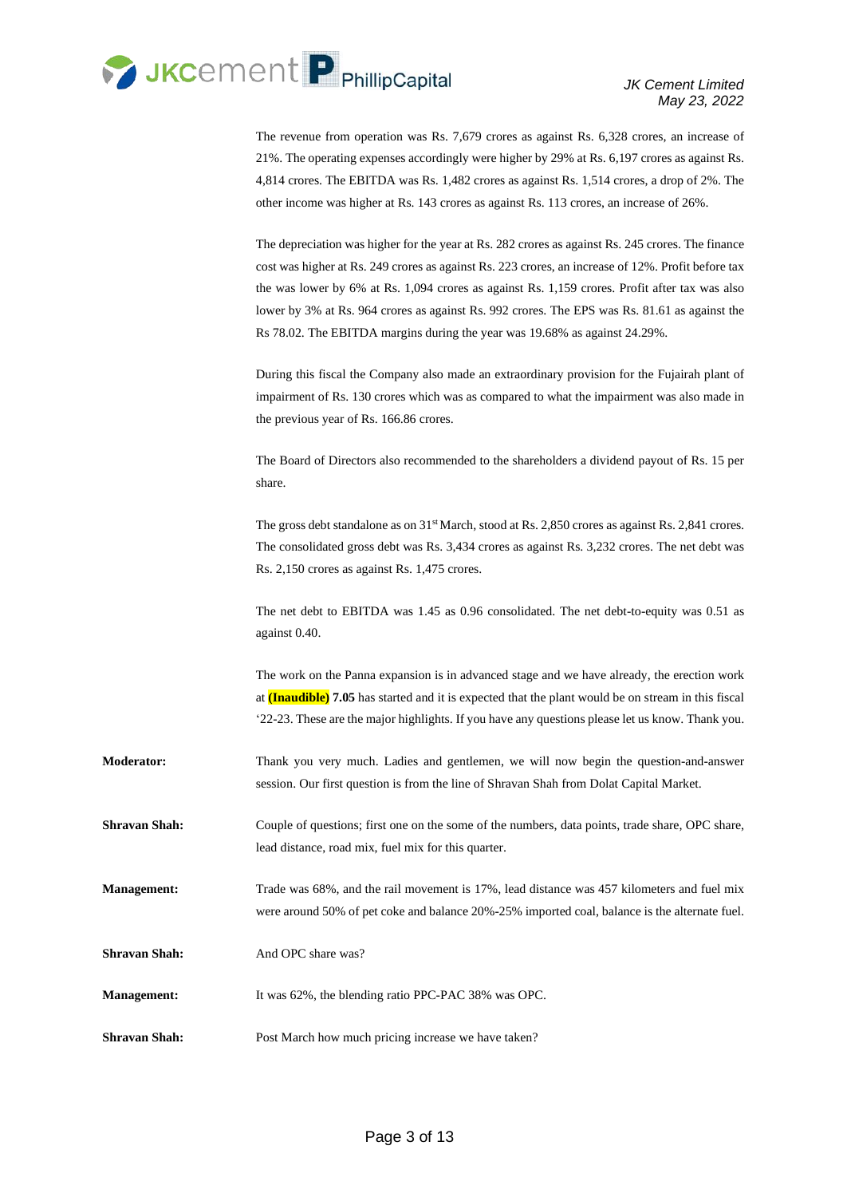The revenue from operation was Rs. 7,679 crores as against Rs. 6,328 crores, an increase of 21%. The operating expenses accordingly were higher by 29% at Rs. 6,197 crores as against Rs. 4,814 crores. The EBITDA was Rs. 1,482 crores as against Rs. 1,514 crores, a drop of 2%. The other income was higher at Rs. 143 crores as against Rs. 113 crores, an increase of 26%.

The depreciation was higher for the year at Rs. 282 crores as against Rs. 245 crores. The finance cost was higher at Rs. 249 crores as against Rs. 223 crores, an increase of 12%. Profit before tax the was lower by 6% at Rs. 1,094 crores as against Rs. 1,159 crores. Profit after tax was also lower by 3% at Rs. 964 crores as against Rs. 992 crores. The EPS was Rs. 81.61 as against the Rs 78.02. The EBITDA margins during the year was 19.68% as against 24.29%.

During this fiscal the Company also made an extraordinary provision for the Fujairah plant of impairment of Rs. 130 crores which was as compared to what the impairment was also made in the previous year of Rs. 166.86 crores.

The Board of Directors also recommended to the shareholders a dividend payout of Rs. 15 per share.

The gross debt standalone as on 31st March, stood at Rs. 2,850 crores as against Rs. 2,841 crores. The consolidated gross debt was Rs. 3,434 crores as against Rs. 3,232 crores. The net debt was Rs. 2,150 crores as against Rs. 1,475 crores.

The net debt to EBITDA was 1.45 as 0.96 consolidated. The net debt-to-equity was 0.51 as against 0.40.

The work on the Panna expansion is in advanced stage and we have already, the erection work at **(Inaudible) 7.05** has started and it is expected that the plant would be on stream in this fiscal '22-23. These are the major highlights. If you have any questions please let us know. Thank you.

**Moderator:** Thank you very much. Ladies and gentlemen, we will now begin the question-and-answer session. Our first question is from the line of Shravan Shah from Dolat Capital Market.

**Shravan Shah:** Couple of questions; first one on the some of the numbers, data points, trade share, OPC share, lead distance, road mix, fuel mix for this quarter.

**Management:** Trade was 68%, and the rail movement is 17%, lead distance was 457 kilometers and fuel mix were around 50% of pet coke and balance 20%-25% imported coal, balance is the alternate fuel.

**Shravan Shah:** And OPC share was?

**Management:** It was 62%, the blending ratio PPC-PAC 38% was OPC.

**Shravan Shah:** Post March how much pricing increase we have taken?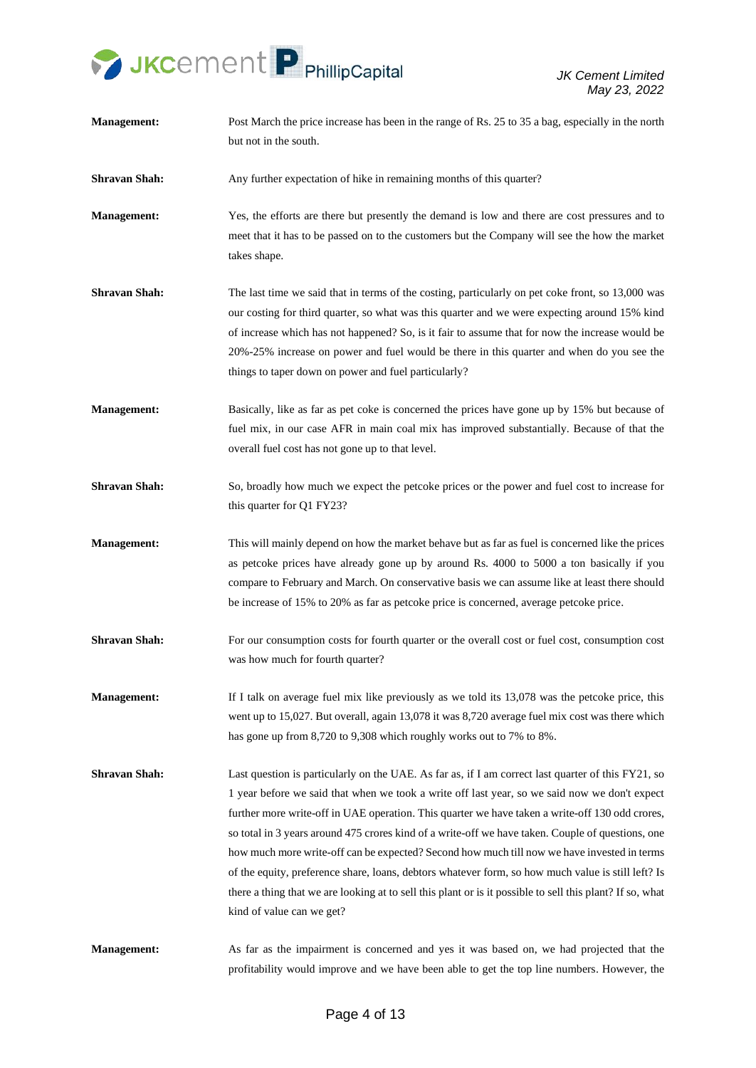**Management:** Post March the price increase has been in the range of Rs. 25 to 35 a bag, especially in the north but not in the south.

**Shravan Shah:** Any further expectation of hike in remaining months of this quarter?

**Management:** Yes, the efforts are there but presently the demand is low and there are cost pressures and to meet that it has to be passed on to the customers but the Company will see the how the market takes shape.

**Shravan Shah:** The last time we said that in terms of the costing, particularly on pet coke front, so 13,000 was our costing for third quarter, so what was this quarter and we were expecting around 15% kind of increase which has not happened? So, is it fair to assume that for now the increase would be 20%-25% increase on power and fuel would be there in this quarter and when do you see the things to taper down on power and fuel particularly?

**Management:** Basically, like as far as pet coke is concerned the prices have gone up by 15% but because of fuel mix, in our case AFR in main coal mix has improved substantially. Because of that the overall fuel cost has not gone up to that level.

**Shravan Shah:** So, broadly how much we expect the petcoke prices or the power and fuel cost to increase for this quarter for Q1 FY23?

**Management:** This will mainly depend on how the market behave but as far as fuel is concerned like the prices as petcoke prices have already gone up by around Rs. 4000 to 5000 a ton basically if you compare to February and March. On conservative basis we can assume like at least there should be increase of 15% to 20% as far as petcoke price is concerned, average petcoke price.

**Shravan Shah:** For our consumption costs for fourth quarter or the overall cost or fuel cost, consumption cost was how much for fourth quarter?

**Management:** If I talk on average fuel mix like previously as we told its 13,078 was the petcoke price, this went up to 15,027. But overall, again 13,078 it was 8,720 average fuel mix cost was there which has gone up from 8,720 to 9,308 which roughly works out to 7% to 8%.

**Shravan Shah:** Last question is particularly on the UAE. As far as, if I am correct last quarter of this FY21, so 1 year before we said that when we took a write off last year, so we said now we don't expect further more write-off in UAE operation. This quarter we have taken a write-off 130 odd crores, so total in 3 years around 475 crores kind of a write-off we have taken. Couple of questions, one how much more write-off can be expected? Second how much till now we have invested in terms of the equity, preference share, loans, debtors whatever form, so how much value is still left? Is there a thing that we are looking at to sell this plant or is it possible to sell this plant? If so, what kind of value can we get?

**Management:** As far as the impairment is concerned and yes it was based on, we had projected that the profitability would improve and we have been able to get the top line numbers. However, the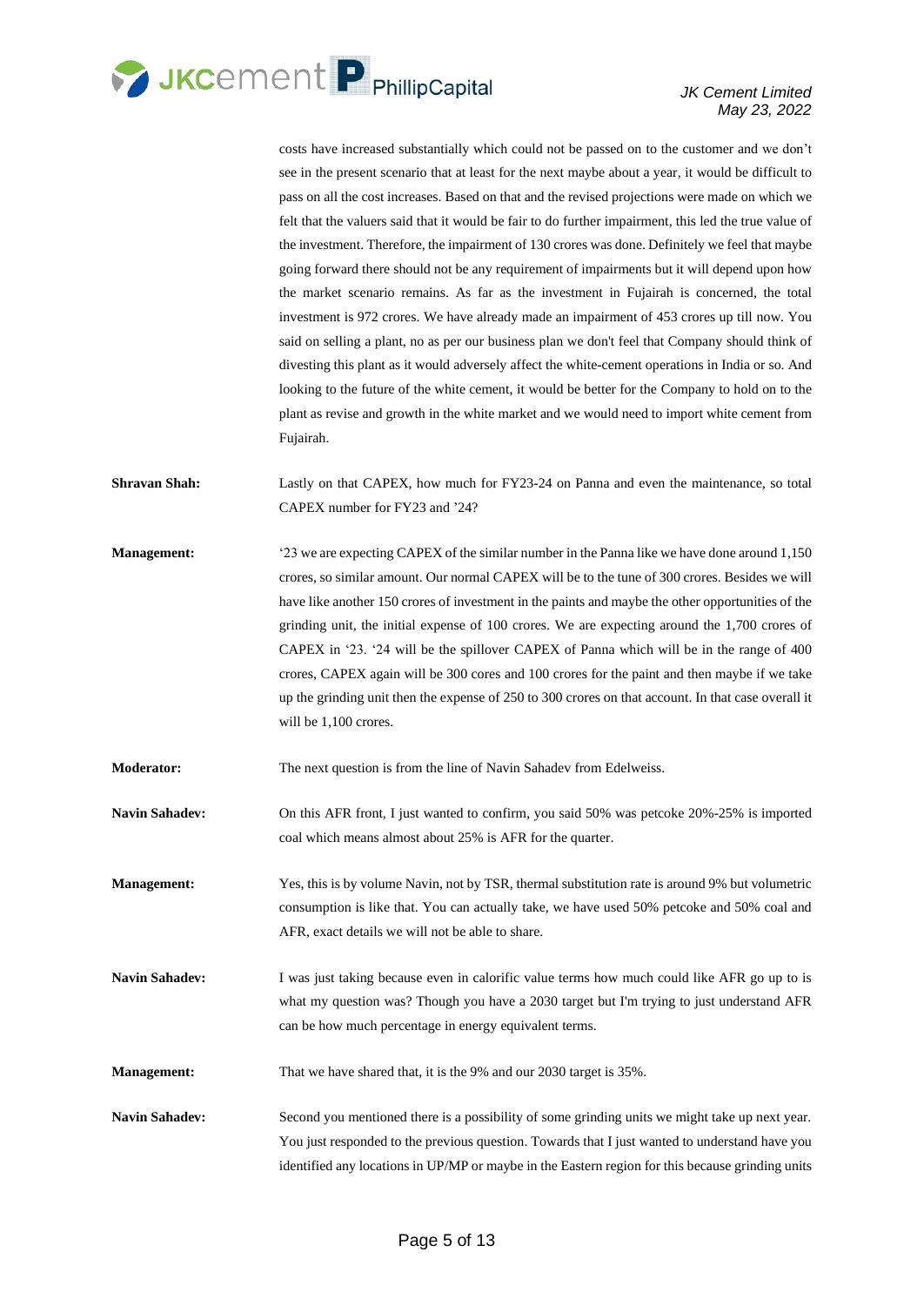costs have increased substantially which could not be passed on to the customer and we don't see in the present scenario that at least for the next maybe about a year, it would be difficult to pass on all the cost increases. Based on that and the revised projections were made on which we felt that the valuers said that it would be fair to do further impairment, this led the true value of the investment. Therefore, the impairment of 130 crores was done. Definitely we feel that maybe going forward there should not be any requirement of impairments but it will depend upon how the market scenario remains. As far as the investment in Fujairah is concerned, the total investment is 972 crores. We have already made an impairment of 453 crores up till now. You said on selling a plant, no as per our business plan we don't feel that Company should think of divesting this plant as it would adversely affect the white-cement operations in India or so. And looking to the future of the white cement, it would be better for the Company to hold on to the plant as revise and growth in the white market and we would need to import white cement from Fujairah.

**Shravan Shah:** Lastly on that CAPEX, how much for FY23-24 on Panna and even the maintenance, so total CAPEX number for FY23 and '24?

**Management:** '23 we are expecting CAPEX of the similar number in the Panna like we have done around 1,150 crores, so similar amount. Our normal CAPEX will be to the tune of 300 crores. Besides we will have like another 150 crores of investment in the paints and maybe the other opportunities of the grinding unit, the initial expense of 100 crores. We are expecting around the 1,700 crores of CAPEX in '23. '24 will be the spillover CAPEX of Panna which will be in the range of 400 crores, CAPEX again will be 300 cores and 100 crores for the paint and then maybe if we take up the grinding unit then the expense of 250 to 300 crores on that account. In that case overall it will be 1,100 crores.

**Moderator:** The next question is from the line of Navin Sahadev from Edelweiss.

**Navin Sahadev:** On this AFR front, I just wanted to confirm, you said 50% was petcoke 20%-25% is imported coal which means almost about 25% is AFR for the quarter.

**Management:** Yes, this is by volume Navin, not by TSR, thermal substitution rate is around 9% but volumetric consumption is like that. You can actually take, we have used 50% petcoke and 50% coal and AFR, exact details we will not be able to share.

**Navin Sahadev:** I was just taking because even in calorific value terms how much could like AFR go up to is what my question was? Though you have a 2030 target but I'm trying to just understand AFR can be how much percentage in energy equivalent terms.

**Management:** That we have shared that, it is the 9% and our 2030 target is 35%.

**Navin Sahadev:** Second you mentioned there is a possibility of some grinding units we might take up next year. You just responded to the previous question. Towards that I just wanted to understand have you identified any locations in UP/MP or maybe in the Eastern region for this because grinding units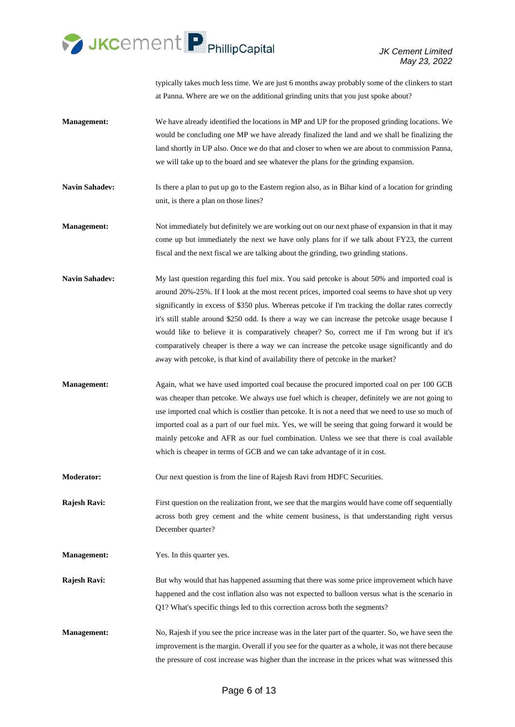typically takes much less time. We are just 6 months away probably some of the clinkers to start at Panna. Where are we on the additional grinding units that you just spoke about?

**Management:** We have already identified the locations in MP and UP for the proposed grinding locations. We would be concluding one MP we have already finalized the land and we shall be finalizing the land shortly in UP also. Once we do that and closer to when we are about to commission Panna, we will take up to the board and see whatever the plans for the grinding expansion.

**Navin Sahadev:** Is there a plan to put up go to the Eastern region also, as in Bihar kind of a location for grinding unit, is there a plan on those lines?

**Management:** Not immediately but definitely we are working out on our next phase of expansion in that it may come up but immediately the next we have only plans for if we talk about FY23, the current fiscal and the next fiscal we are talking about the grinding, two grinding stations.

**Navin Sahadev:** My last question regarding this fuel mix. You said petcoke is about 50% and imported coal is around 20%-25%. If I look at the most recent prices, imported coal seems to have shot up very significantly in excess of $350 plus. Whereas petcoke if I'm tracking the dollar rates correctly it's still stable around $250 odd. Is there a way we can increase the petcoke usage because I would like to believe it is comparatively cheaper? So, correct me if I'm wrong but if it's comparatively cheaper is there a way we can increase the petcoke usage significantly and do away with petcoke, is that kind of availability there of petcoke in the market?

**Management:** Again, what we have used imported coal because the procured imported coal on per 100 GCB was cheaper than petcoke. We always use fuel which is cheaper, definitely we are not going to use imported coal which is costlier than petcoke. It is not a need that we need to use so much of imported coal as a part of our fuel mix. Yes, we will be seeing that going forward it would be mainly petcoke and AFR as our fuel combination. Unless we see that there is coal available which is cheaper in terms of GCB and we can take advantage of it in cost.

**Moderator:** Our next question is from the line of Rajesh Ravi from HDFC Securities.

**Rajesh Ravi:** First question on the realization front, we see that the margins would have come off sequentially across both grey cement and the white cement business, is that understanding right versus December quarter?

**Management:** Yes. In this quarter yes.

**Rajesh Ravi:** But why would that has happened assuming that there was some price improvement which have happened and the cost inflation also was not expected to balloon versus what is the scenario in Q1? What's specific things led to this correction across both the segments?

**Management:** No, Rajesh if you see the price increase was in the later part of the quarter. So, we have seen the improvement is the margin. Overall if you see for the quarter as a whole, it was not there because the pressure of cost increase was higher than the increase in the prices what was witnessed this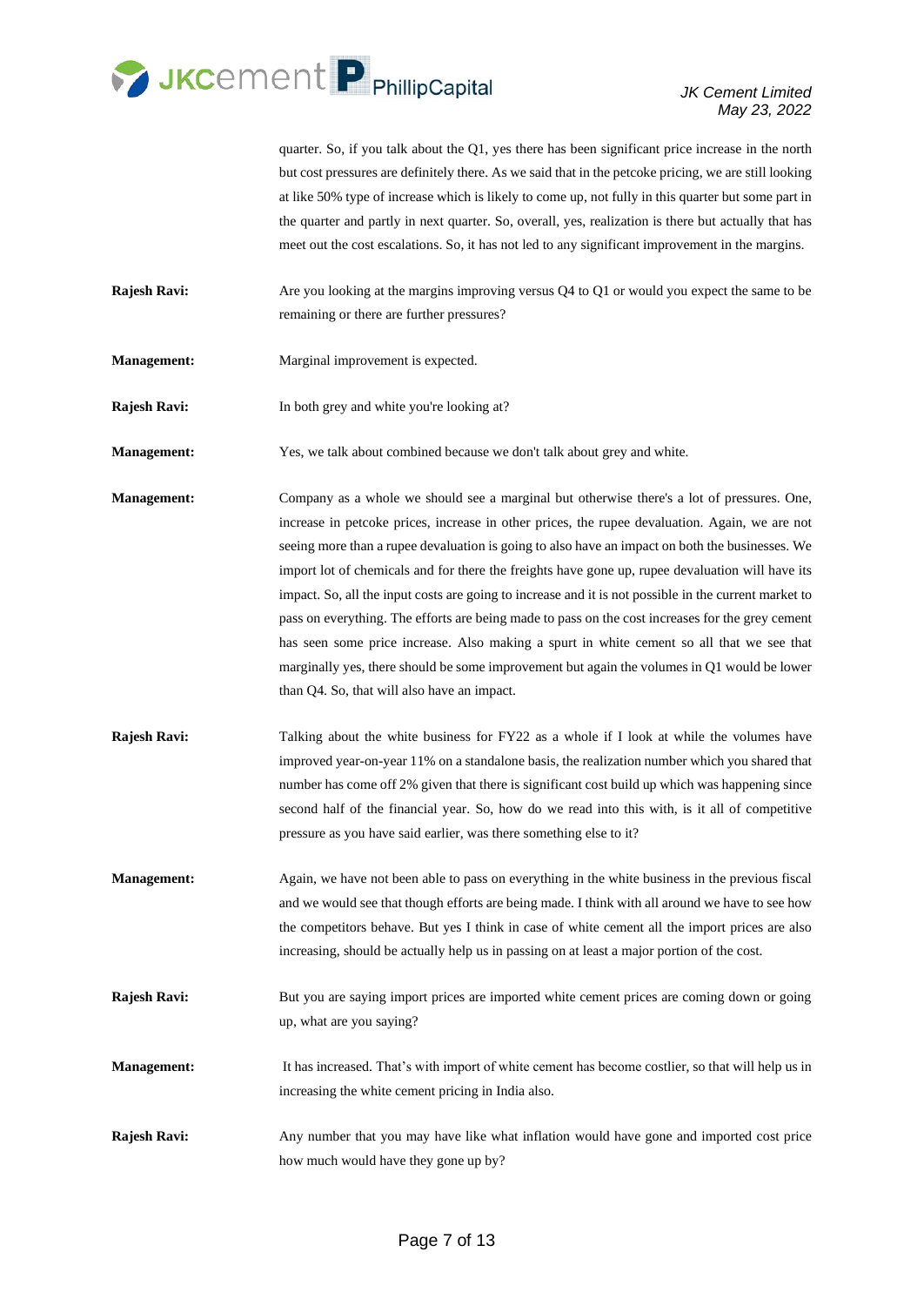quarter. So, if you talk about the Q1, yes there has been significant price increase in the north but cost pressures are definitely there. As we said that in the petcoke pricing, we are still looking at like 50% type of increase which is likely to come up, not fully in this quarter but some part in the quarter and partly in next quarter. So, overall, yes, realization is there but actually that has meet out the cost escalations. So, it has not led to any significant improvement in the margins.

**Rajesh Ravi:** Are you looking at the margins improving versus Q4 to Q1 or would you expect the same to be remaining or there are further pressures?

**Management:** Marginal improvement is expected.

**Rajesh Ravi:** In both grey and white you're looking at?

**Management:** Yes, we talk about combined because we don't talk about grey and white.

**Management:** Company as a whole we should see a marginal but otherwise there's a lot of pressures. One, increase in petcoke prices, increase in other prices, the rupee devaluation. Again, we are not seeing more than a rupee devaluation is going to also have an impact on both the businesses. We import lot of chemicals and for there the freights have gone up, rupee devaluation will have its impact. So, all the input costs are going to increase and it is not possible in the current market to pass on everything. The efforts are being made to pass on the cost increases for the grey cement has seen some price increase. Also making a spurt in white cement so all that we see that marginally yes, there should be some improvement but again the volumes in Q1 would be lower than Q4. So, that will also have an impact.

**Rajesh Ravi:** Talking about the white business for FY22 as a whole if I look at while the volumes have improved year-on-year 11% on a standalone basis, the realization number which you shared that number has come off 2% given that there is significant cost build up which was happening since second half of the financial year. So, how do we read into this with, is it all of competitive pressure as you have said earlier, was there something else to it?

**Management:** Again, we have not been able to pass on everything in the white business in the previous fiscal and we would see that though efforts are being made. I think with all around we have to see how the competitors behave. But yes I think in case of white cement all the import prices are also increasing, should be actually help us in passing on at least a major portion of the cost.

**Rajesh Ravi:** But you are saying import prices are imported white cement prices are coming down or going up, what are you saying?

**Management:** It has increased. That's with import of white cement has become costlier, so that will help us in increasing the white cement pricing in India also.

**Rajesh Ravi:** Any number that you may have like what inflation would have gone and imported cost price how much would have they gone up by?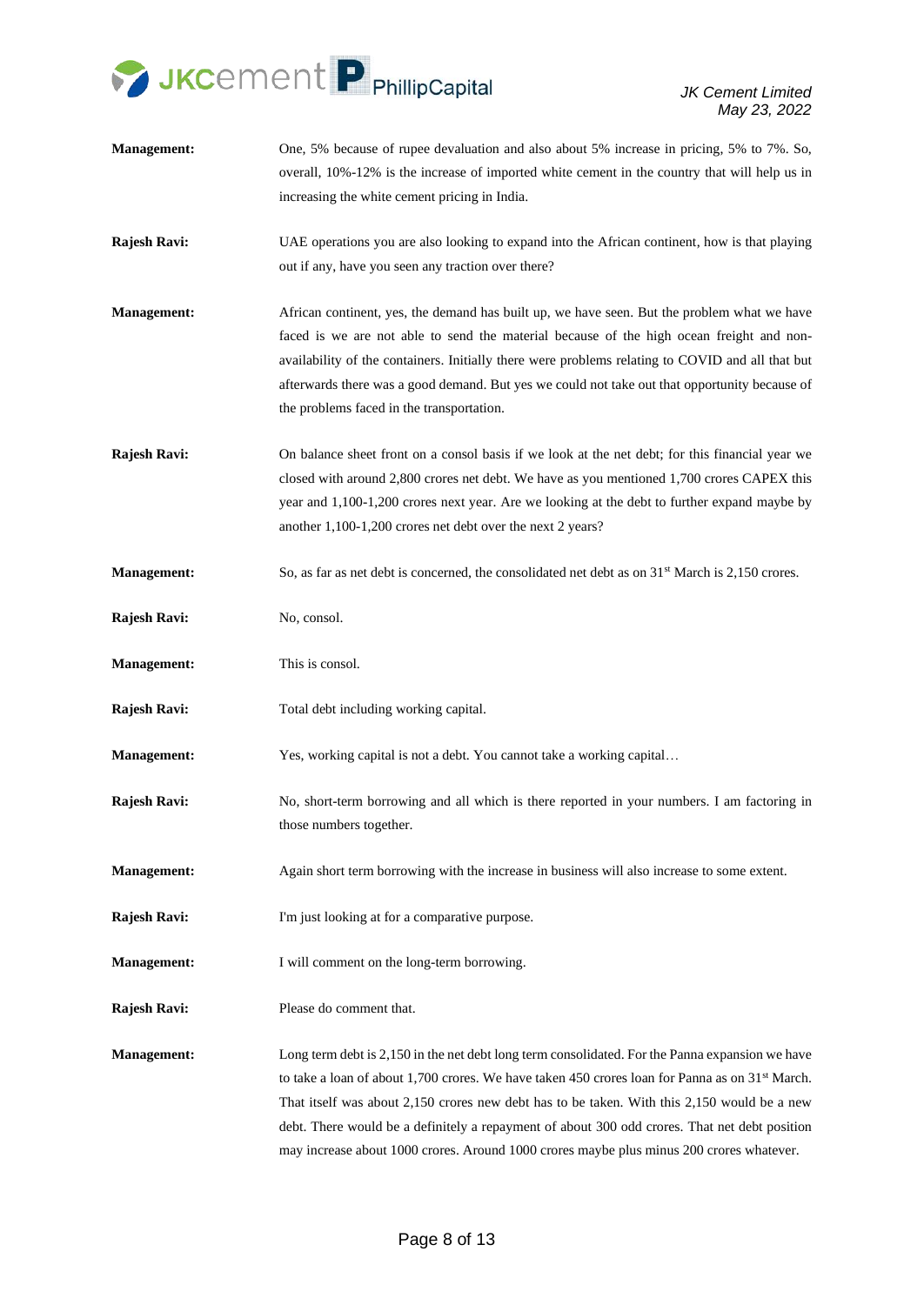**Management:** One, 5% because of rupee devaluation and also about 5% increase in pricing, 5% to 7%. So, overall, 10%-12% is the increase of imported white cement in the country that will help us in increasing the white cement pricing in India.

**Rajesh Ravi:** UAE operations you are also looking to expand into the African continent, how is that playing out if any, have you seen any traction over there?

**Management:** African continent, yes, the demand has built up, we have seen. But the problem what we have faced is we are not able to send the material because of the high ocean freight and non-availability of the containers. Initially there were problems relating to COVID and all that but afterwards there was a good demand. But yes we could not take out that opportunity because of the problems faced in the transportation.

**Rajesh Ravi:** On balance sheet front on a consol basis if we look at the net debt; for this financial year we closed with around 2,800 crores net debt. We have as you mentioned 1,700 crores CAPEX this year and 1,100-1,200 crores next year. Are we looking at the debt to further expand maybe by another 1,100-1,200 crores net debt over the next 2 years?

**Management:** So, as far as net debt is concerned, the consolidated net debt as on 31st March is 2,150 crores.

**Rajesh Ravi:** No, consol.

**Management:** This is consol.

**Rajesh Ravi:** Total debt including working capital.

**Management:** Yes, working capital is not a debt. You cannot take a working capital…

**Rajesh Ravi:** No, short-term borrowing and all which is there reported in your numbers. I am factoring in those numbers together.

**Management:** Again short term borrowing with the increase in business will also increase to some extent.

**Rajesh Ravi:** I'm just looking at for a comparative purpose.

**Management:** I will comment on the long-term borrowing.

**Rajesh Ravi:** Please do comment that.

**Management:** Long term debt is 2,150 in the net debt long term consolidated. For the Panna expansion we have to take a loan of about 1,700 crores. We have taken 450 crores loan for Panna as on 31st March. That itself was about 2,150 crores new debt has to be taken. With this 2,150 would be a new debt. There would be a definitely a repayment of about 300 odd crores. That net debt position may increase about 1000 crores. Around 1000 crores maybe plus minus 200 crores whatever.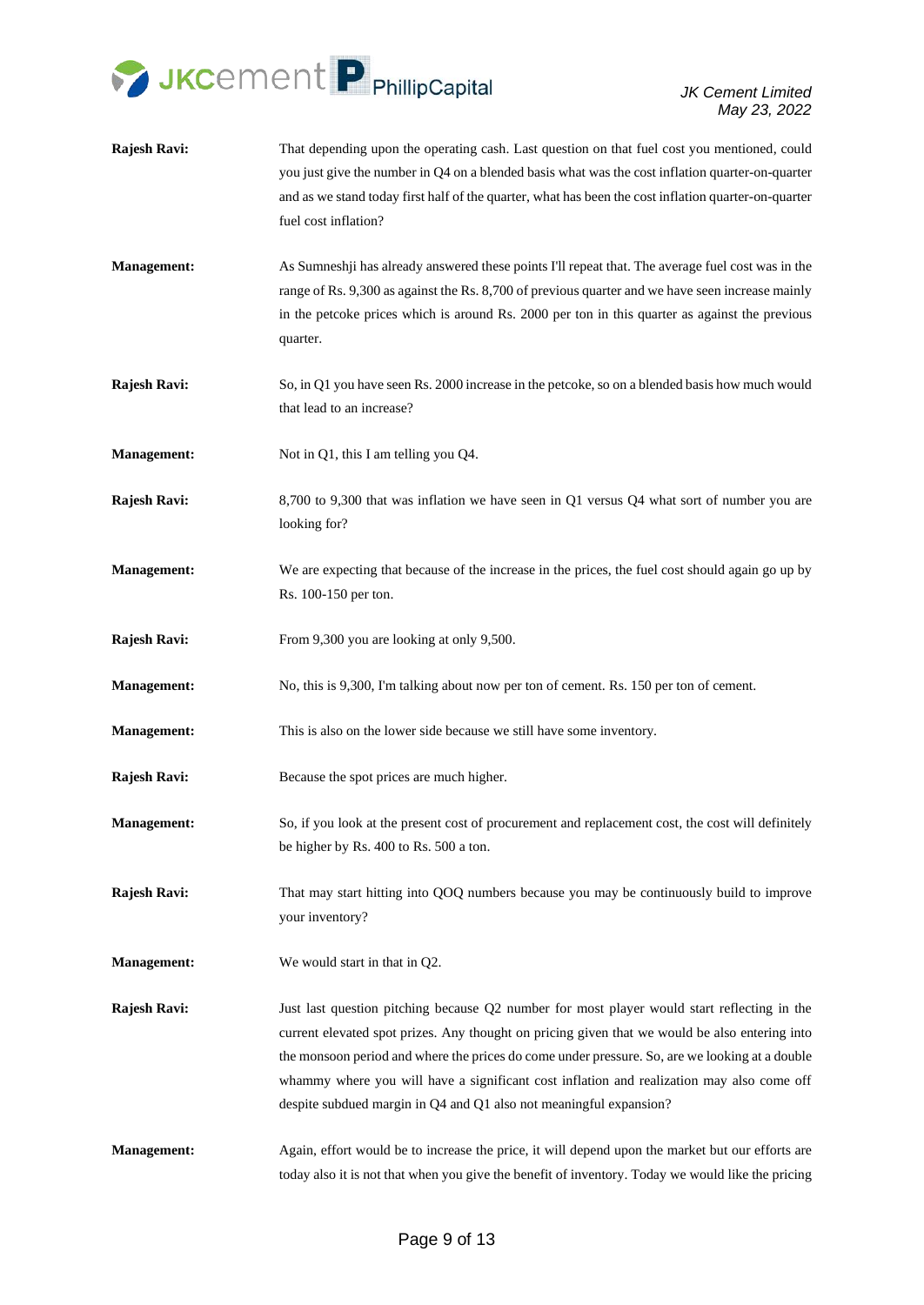**Rajesh Ravi:** That depending upon the operating cash. Last question on that fuel cost you mentioned, could you just give the number in Q4 on a blended basis what was the cost inflation quarter-on-quarter and as we stand today first half of the quarter, what has been the cost inflation quarter-on-quarter fuel cost inflation?

**Management:** As Sumneshji has already answered these points I'll repeat that. The average fuel cost was in the range of Rs. 9,300 as against the Rs. 8,700 of previous quarter and we have seen increase mainly in the petcoke prices which is around Rs. 2000 per ton in this quarter as against the previous quarter.

**Rajesh Ravi:** So, in Q1 you have seen Rs. 2000 increase in the petcoke, so on a blended basis how much would that lead to an increase?

**Management:** Not in Q1, this I am telling you Q4.

**Rajesh Ravi:** 8,700 to 9,300 that was inflation we have seen in Q1 versus Q4 what sort of number you are looking for?

**Management:** We are expecting that because of the increase in the prices, the fuel cost should again go up by Rs. 100-150 per ton.

**Rajesh Ravi:** From 9,300 you are looking at only 9,500.

**Management:** No, this is 9,300, I'm talking about now per ton of cement. Rs. 150 per ton of cement.

**Management:** This is also on the lower side because we still have some inventory.

**Rajesh Ravi:** Because the spot prices are much higher.

**Management:** So, if you look at the present cost of procurement and replacement cost, the cost will definitely be higher by Rs. 400 to Rs. 500 a ton.

**Rajesh Ravi:** That may start hitting into QOQ numbers because you may be continuously build to improve your inventory?

**Management:** We would start in that in Q2.

**Rajesh Ravi:** Just last question pitching because Q2 number for most player would start reflecting in the current elevated spot prizes. Any thought on pricing given that we would be also entering into the monsoon period and where the prices do come under pressure. So, are we looking at a double whammy where you will have a significant cost inflation and realization may also come off despite subdued margin in Q4 and Q1 also not meaningful expansion?

**Management:** Again, effort would be to increase the price, it will depend upon the market but our efforts are today also it is not that when you give the benefit of inventory. Today we would like the pricing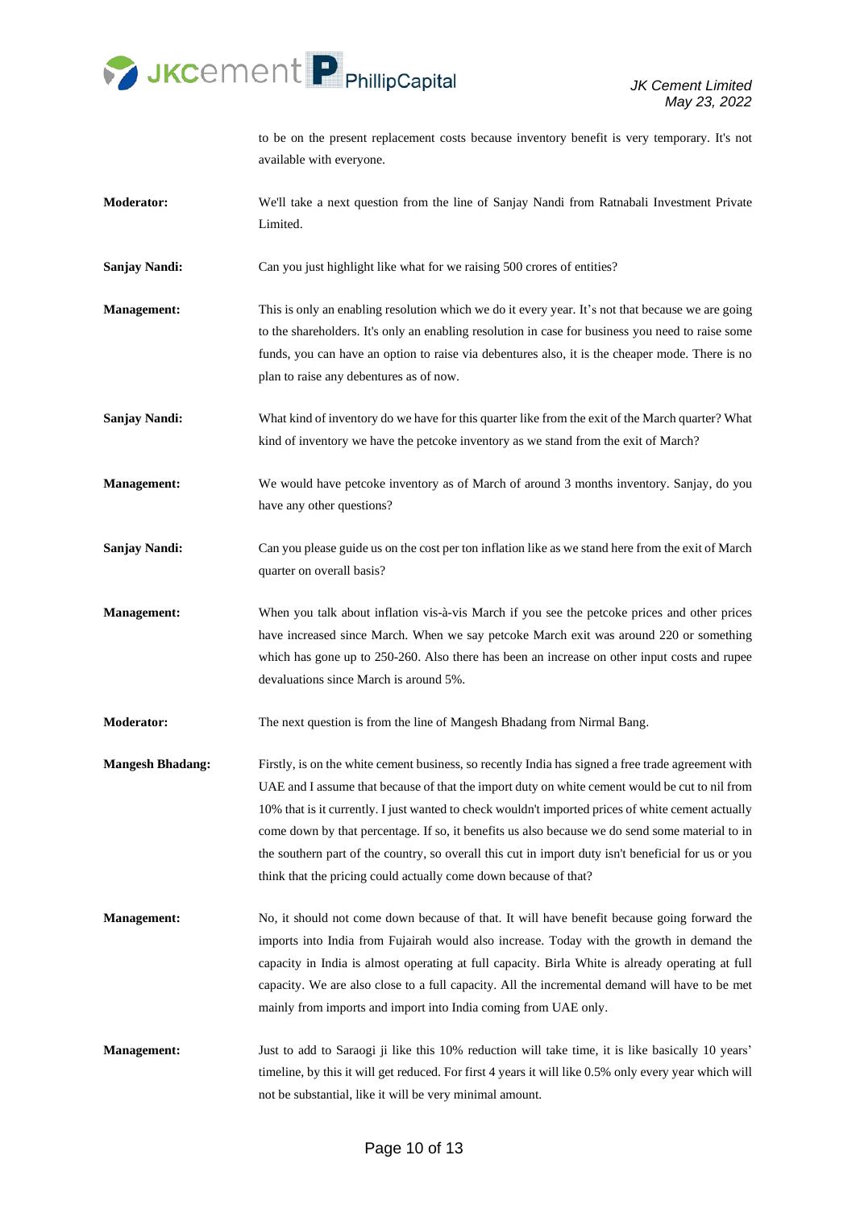to be on the present replacement costs because inventory benefit is very temporary. It's not available with everyone.

**Moderator:** We'll take a next question from the line of Sanjay Nandi from Ratnabali Investment Private Limited.

**Sanjay Nandi:** Can you just highlight like what for we raising 500 crores of entities?

**Management:** This is only an enabling resolution which we do it every year. It's not that because we are going to the shareholders. It's only an enabling resolution in case for business you need to raise some funds, you can have an option to raise via debentures also, it is the cheaper mode. There is no plan to raise any debentures as of now.

**Sanjay Nandi:** What kind of inventory do we have for this quarter like from the exit of the March quarter? What kind of inventory we have the petcoke inventory as we stand from the exit of March?

**Management:** We would have petcoke inventory as of March of around 3 months inventory. Sanjay, do you have any other questions?

**Sanjay Nandi:** Can you please guide us on the cost per ton inflation like as we stand here from the exit of March quarter on overall basis?

**Management:** When you talk about inflation vis-à-vis March if you see the petcoke prices and other prices have increased since March. When we say petcoke March exit was around 220 or something which has gone up to 250-260. Also there has been an increase on other input costs and rupee devaluations since March is around 5%.

**Moderator:** The next question is from the line of Mangesh Bhadang from Nirmal Bang.

**Mangesh Bhadang:** Firstly, is on the white cement business, so recently India has signed a free trade agreement with UAE and I assume that because of that the import duty on white cement would be cut to nil from 10% that is it currently. I just wanted to check wouldn't imported prices of white cement actually come down by that percentage. If so, it benefits us also because we do send some material to in the southern part of the country, so overall this cut in import duty isn't beneficial for us or you think that the pricing could actually come down because of that?

**Management:** No, it should not come down because of that. It will have benefit because going forward the imports into India from Fujairah would also increase. Today with the growth in demand the capacity in India is almost operating at full capacity. Birla White is already operating at full capacity. We are also close to a full capacity. All the incremental demand will have to be met mainly from imports and import into India coming from UAE only.

**Management:** Just to add to Saraogi ji like this 10% reduction will take time, it is like basically 10 years' timeline, by this it will get reduced. For first 4 years it will like 0.5% only every year which will not be substantial, like it will be very minimal amount.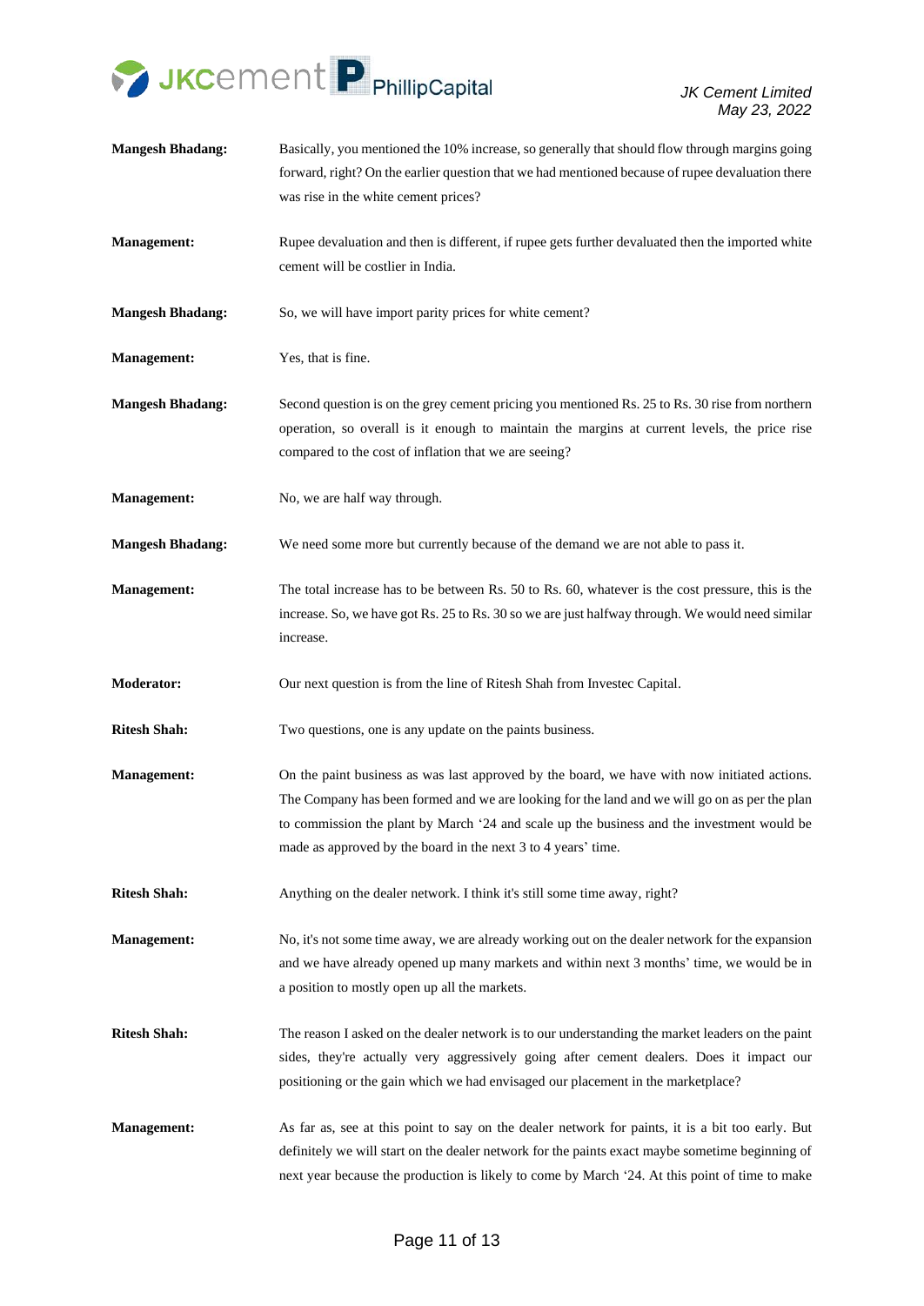**Mangesh Bhadang:** Basically, you mentioned the 10% increase, so generally that should flow through margins going forward, right? On the earlier question that we had mentioned because of rupee devaluation there was rise in the white cement prices?

**Management:** Rupee devaluation and then is different, if rupee gets further devaluated then the imported white cement will be costlier in India.

**Mangesh Bhadang:** So, we will have import parity prices for white cement?

**Management:** Yes, that is fine.

**Mangesh Bhadang:** Second question is on the grey cement pricing you mentioned Rs. 25 to Rs. 30 rise from northern operation, so overall is it enough to maintain the margins at current levels, the price rise compared to the cost of inflation that we are seeing?

**Management:** No, we are half way through.

**Mangesh Bhadang:** We need some more but currently because of the demand we are not able to pass it.

**Management:** The total increase has to be between Rs. 50 to Rs. 60, whatever is the cost pressure, this is the increase. So, we have got Rs. 25 to Rs. 30 so we are just halfway through. We would need similar increase.

**Moderator:** Our next question is from the line of Ritesh Shah from Investec Capital.

**Ritesh Shah:** Two questions, one is any update on the paints business.

**Management:** On the paint business as was last approved by the board, we have with now initiated actions. The Company has been formed and we are looking for the land and we will go on as per the plan to commission the plant by March '24 and scale up the business and the investment would be made as approved by the board in the next 3 to 4 years' time.

**Ritesh Shah:** Anything on the dealer network. I think it's still some time away, right?

**Management:** No, it's not some time away, we are already working out on the dealer network for the expansion and we have already opened up many markets and within next 3 months' time, we would be in a position to mostly open up all the markets.

**Ritesh Shah:** The reason I asked on the dealer network is to our understanding the market leaders on the paint sides, they're actually very aggressively going after cement dealers. Does it impact our positioning or the gain which we had envisaged our placement in the marketplace?

**Management:** As far as, see at this point to say on the dealer network for paints, it is a bit too early. But definitely we will start on the dealer network for the paints exact maybe sometime beginning of next year because the production is likely to come by March '24. At this point of time to make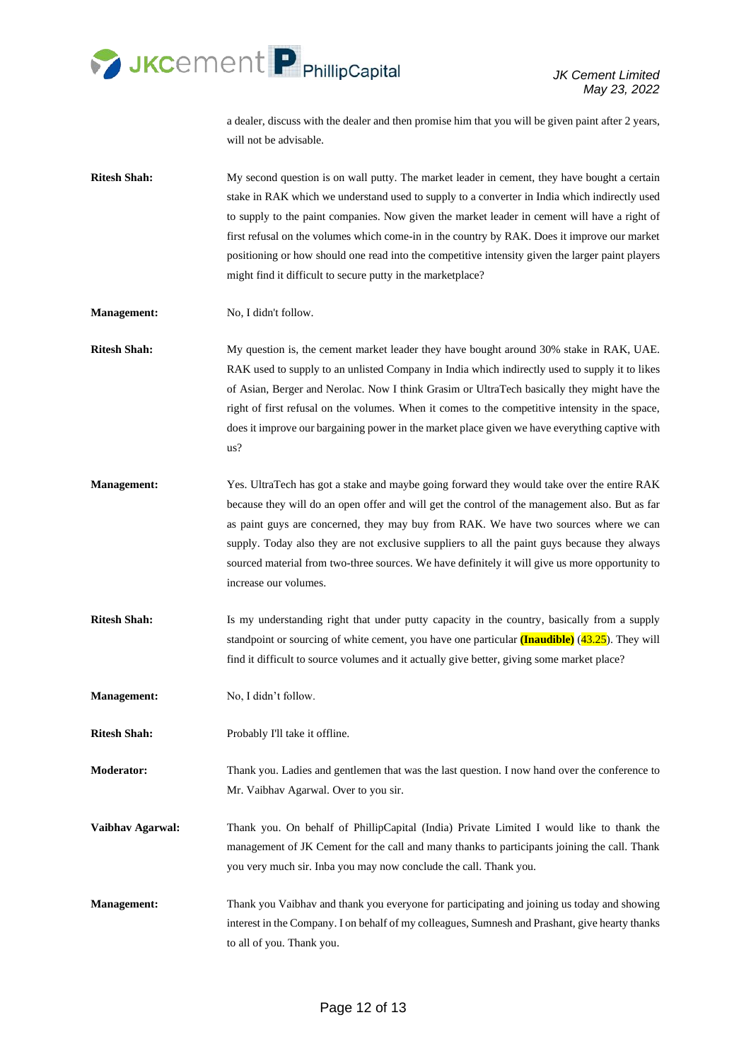a dealer, discuss with the dealer and then promise him that you will be given paint after 2 years, will not be advisable.

**Ritesh Shah:** My second question is on wall putty. The market leader in cement, they have bought a certain stake in RAK which we understand used to supply to a converter in India which indirectly used to supply to the paint companies. Now given the market leader in cement will have a right of first refusal on the volumes which come-in in the country by RAK. Does it improve our market positioning or how should one read into the competitive intensity given the larger paint players might find it difficult to secure putty in the marketplace?

**Management:** No, I didn't follow.

**Ritesh Shah:** My question is, the cement market leader they have bought around 30% stake in RAK, UAE. RAK used to supply to an unlisted Company in India which indirectly used to supply it to likes of Asian, Berger and Nerolac. Now I think Grasim or UltraTech basically they might have the right of first refusal on the volumes. When it comes to the competitive intensity in the space, does it improve our bargaining power in the market place given we have everything captive with us?

**Management:** Yes. UltraTech has got a stake and maybe going forward they would take over the entire RAK because they will do an open offer and will get the control of the management also. But as far as paint guys are concerned, they may buy from RAK. We have two sources where we can supply. Today also they are not exclusive suppliers to all the paint guys because they always sourced material from two-three sources. We have definitely it will give us more opportunity to increase our volumes.

**Ritesh Shah:** Is my understanding right that under putty capacity in the country, basically from a supply standpoint or sourcing of white cement, you have one particular **(Inaudible)** (43.25). They will find it difficult to source volumes and it actually give better, giving some market place?

**Management:** No, I didn't follow.

**Ritesh Shah:** Probably I'll take it offline.

**Moderator:** Thank you. Ladies and gentlemen that was the last question. I now hand over the conference to Mr. Vaibhav Agarwal. Over to you sir.

**Vaibhav Agarwal:** Thank you. On behalf of PhillipCapital (India) Private Limited I would like to thank the management of JK Cement for the call and many thanks to participants joining the call. Thank you very much sir. Inba you may now conclude the call. Thank you.

**Management:** Thank you Vaibhav and thank you everyone for participating and joining us today and showing interest in the Company. I on behalf of my colleagues, Sumnesh and Prashant, give hearty thanks to all of you. Thank you.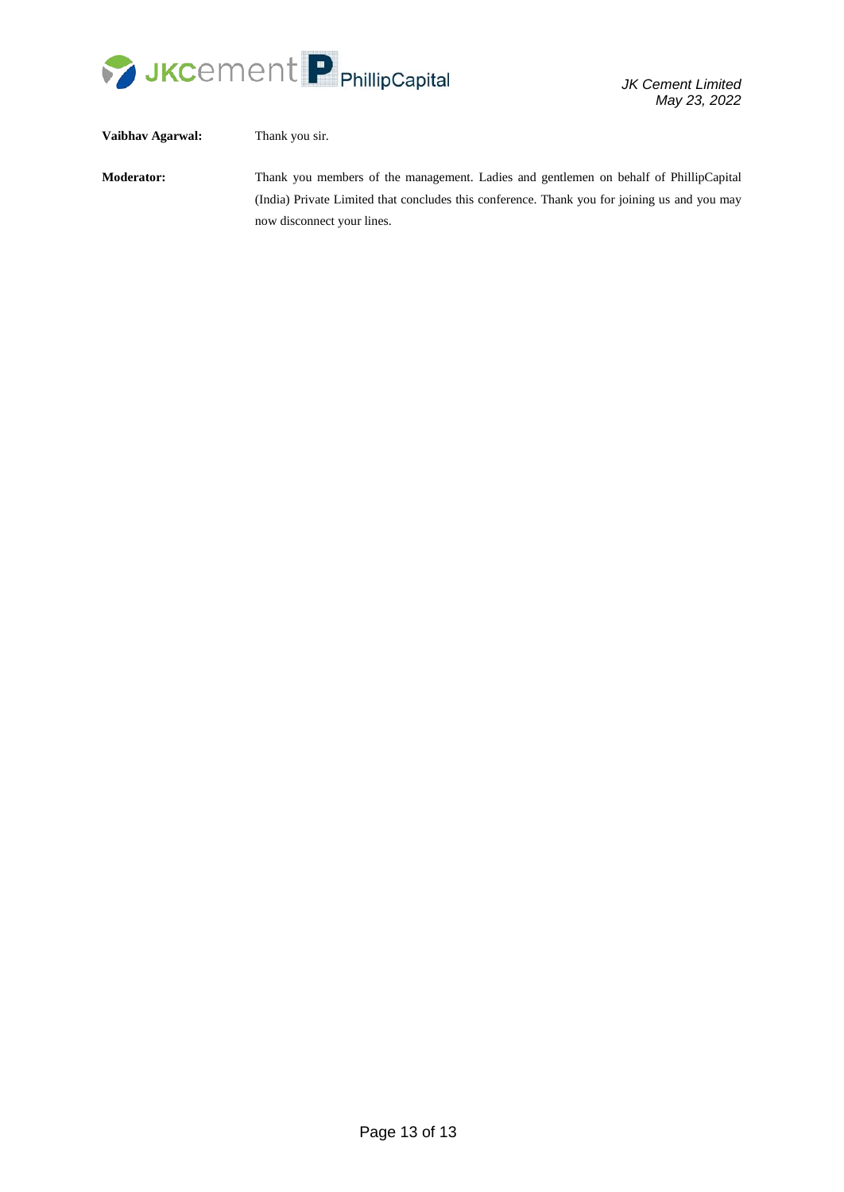**Vaibhav Agarwal:** Thank you sir.

**Moderator:** Thank you members of the management. Ladies and gentlemen on behalf of PhillipCapital (India) Private Limited that concludes this conference. Thank you for joining us and you may now disconnect your lines.